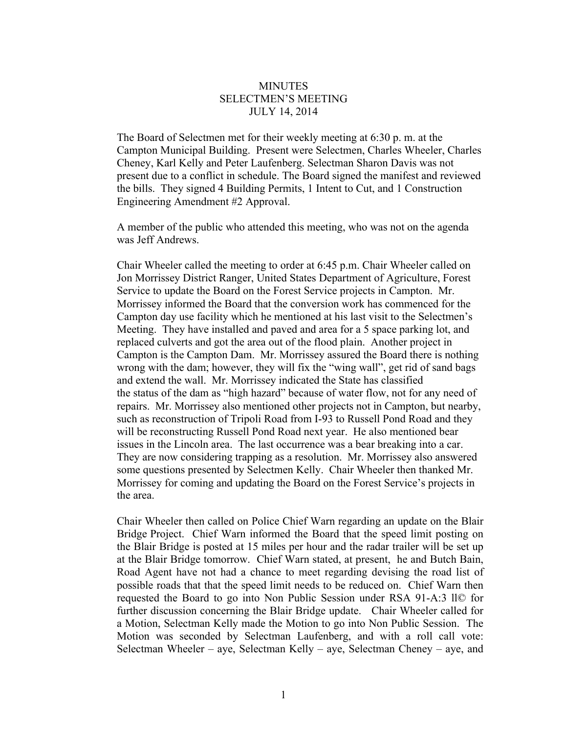MINUTES
SELECTMEN'S MEETING
JULY 14, 2014

The Board of Selectmen met for their weekly meeting at 6:30 p. m. at the Campton Municipal Building. Present were Selectmen, Charles Wheeler, Charles Cheney, Karl Kelly and Peter Laufenberg. Selectman Sharon Davis was not present due to a conflict in schedule. The Board signed the manifest and reviewed the bills. They signed 4 Building Permits, 1 Intent to Cut, and 1 Construction Engineering Amendment #2 Approval.

A member of the public who attended this meeting, who was not on the agenda was Jeff Andrews.

Chair Wheeler called the meeting to order at 6:45 p.m. Chair Wheeler called on Jon Morrissey District Ranger, United States Department of Agriculture, Forest Service to update the Board on the Forest Service projects in Campton. Mr. Morrissey informed the Board that the conversion work has commenced for the Campton day use facility which he mentioned at his last visit to the Selectmen's Meeting. They have installed and paved and area for a 5 space parking lot, and replaced culverts and got the area out of the flood plain. Another project in Campton is the Campton Dam. Mr. Morrissey assured the Board there is nothing wrong with the dam; however, they will fix the "wing wall", get rid of sand bags and extend the wall. Mr. Morrissey indicated the State has classified the status of the dam as "high hazard" because of water flow, not for any need of repairs. Mr. Morrissey also mentioned other projects not in Campton, but nearby, such as reconstruction of Tripoli Road from I-93 to Russell Pond Road and they will be reconstructing Russell Pond Road next year. He also mentioned bear issues in the Lincoln area. The last occurrence was a bear breaking into a car. They are now considering trapping as a resolution. Mr. Morrissey also answered some questions presented by Selectmen Kelly. Chair Wheeler then thanked Mr. Morrissey for coming and updating the Board on the Forest Service's projects in the area.

Chair Wheeler then called on Police Chief Warn regarding an update on the Blair Bridge Project. Chief Warn informed the Board that the speed limit posting on the Blair Bridge is posted at 15 miles per hour and the radar trailer will be set up at the Blair Bridge tomorrow. Chief Warn stated, at present, he and Butch Bain, Road Agent have not had a chance to meet regarding devising the road list of possible roads that that the speed limit needs to be reduced on. Chief Warn then requested the Board to go into Non Public Session under RSA 91-A:3 ll© for further discussion concerning the Blair Bridge update. Chair Wheeler called for a Motion, Selectman Kelly made the Motion to go into Non Public Session. The Motion was seconded by Selectman Laufenberg, and with a roll call vote: Selectman Wheeler – aye, Selectman Kelly – aye, Selectman Cheney – aye, and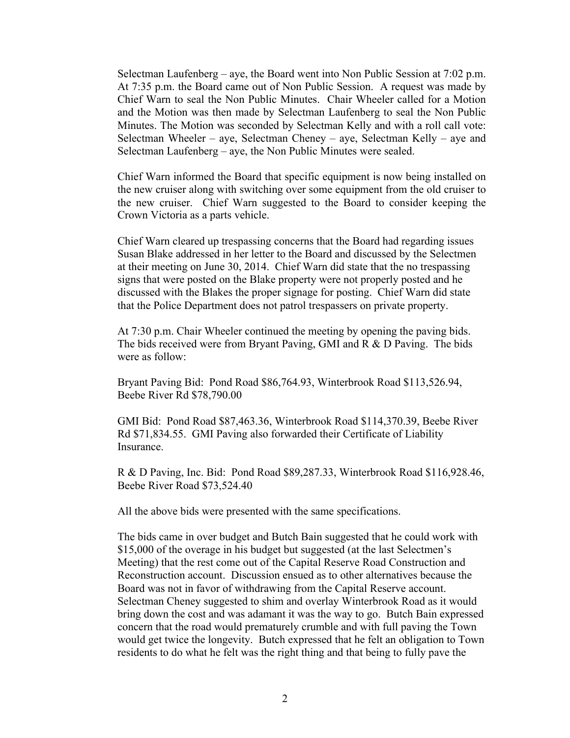Selectman Laufenberg – aye, the Board went into Non Public Session at 7:02 p.m. At 7:35 p.m. the Board came out of Non Public Session. A request was made by Chief Warn to seal the Non Public Minutes. Chair Wheeler called for a Motion and the Motion was then made by Selectman Laufenberg to seal the Non Public Minutes. The Motion was seconded by Selectman Kelly and with a roll call vote: Selectman Wheeler – aye, Selectman Cheney – aye, Selectman Kelly – aye and Selectman Laufenberg – aye, the Non Public Minutes were sealed.

Chief Warn informed the Board that specific equipment is now being installed on the new cruiser along with switching over some equipment from the old cruiser to the new cruiser. Chief Warn suggested to the Board to consider keeping the Crown Victoria as a parts vehicle.

Chief Warn cleared up trespassing concerns that the Board had regarding issues Susan Blake addressed in her letter to the Board and discussed by the Selectmen at their meeting on June 30, 2014. Chief Warn did state that the no trespassing signs that were posted on the Blake property were not properly posted and he discussed with the Blakes the proper signage for posting. Chief Warn did state that the Police Department does not patrol trespassers on private property.

At 7:30 p.m. Chair Wheeler continued the meeting by opening the paving bids. The bids received were from Bryant Paving, GMI and R & D Paving. The bids were as follow:

Bryant Paving Bid: Pond Road $86,764.93, Winterbrook Road $113,526.94, Beebe River Rd $78,790.00

GMI Bid: Pond Road $87,463.36, Winterbrook Road $114,370.39, Beebe River Rd $71,834.55. GMI Paving also forwarded their Certificate of Liability Insurance.

R & D Paving, Inc. Bid: Pond Road $89,287.33, Winterbrook Road $116,928.46, Beebe River Road $73,524.40

All the above bids were presented with the same specifications.

The bids came in over budget and Butch Bain suggested that he could work with $15,000 of the overage in his budget but suggested (at the last Selectmen's Meeting) that the rest come out of the Capital Reserve Road Construction and Reconstruction account. Discussion ensued as to other alternatives because the Board was not in favor of withdrawing from the Capital Reserve account. Selectman Cheney suggested to shim and overlay Winterbrook Road as it would bring down the cost and was adamant it was the way to go. Butch Bain expressed concern that the road would prematurely crumble and with full paving the Town would get twice the longevity. Butch expressed that he felt an obligation to Town residents to do what he felt was the right thing and that being to fully pave the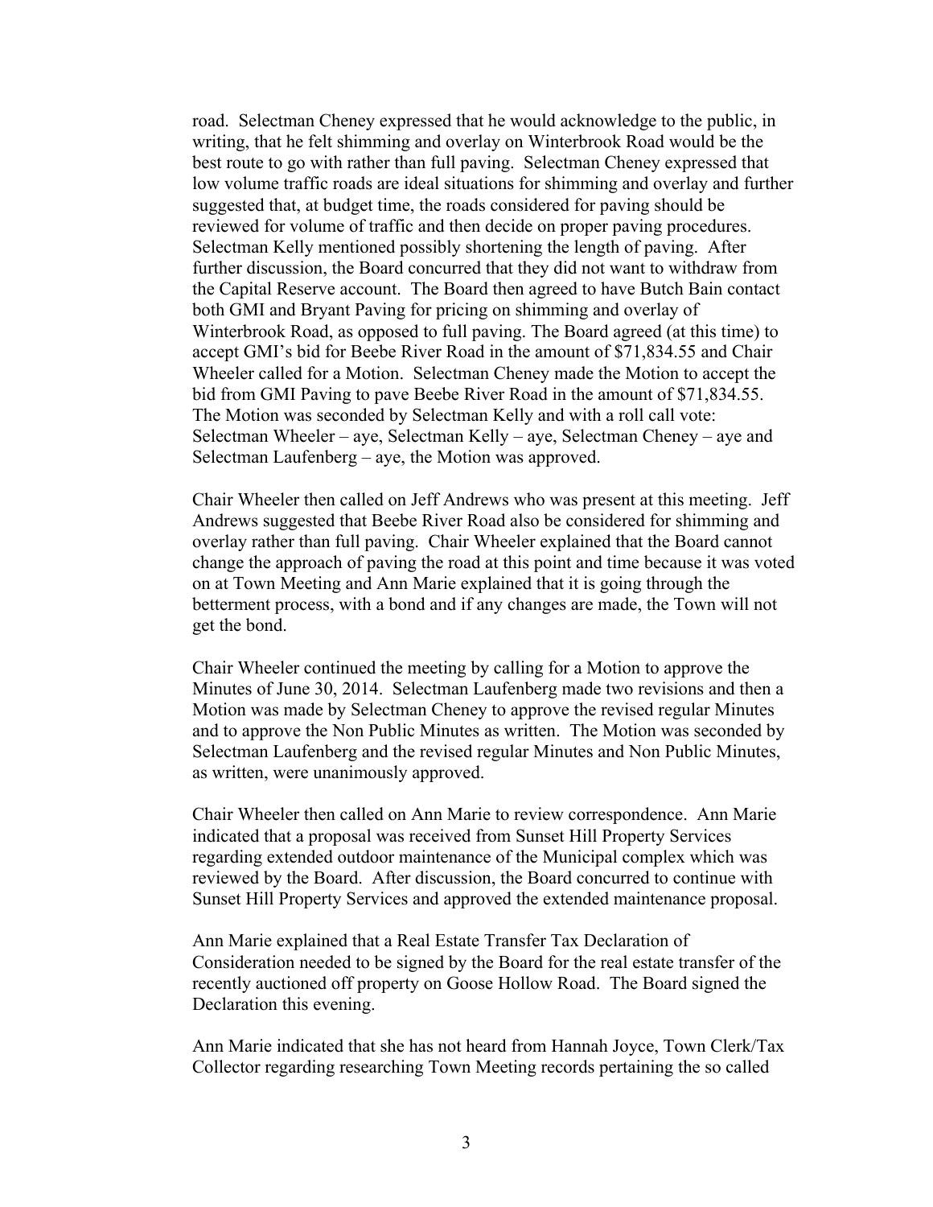road. Selectman Cheney expressed that he would acknowledge to the public, in writing, that he felt shimming and overlay on Winterbrook Road would be the best route to go with rather than full paving. Selectman Cheney expressed that low volume traffic roads are ideal situations for shimming and overlay and further suggested that, at budget time, the roads considered for paving should be reviewed for volume of traffic and then decide on proper paving procedures. Selectman Kelly mentioned possibly shortening the length of paving. After further discussion, the Board concurred that they did not want to withdraw from the Capital Reserve account. The Board then agreed to have Butch Bain contact both GMI and Bryant Paving for pricing on shimming and overlay of Winterbrook Road, as opposed to full paving. The Board agreed (at this time) to accept GMI's bid for Beebe River Road in the amount of $71,834.55 and Chair Wheeler called for a Motion. Selectman Cheney made the Motion to accept the bid from GMI Paving to pave Beebe River Road in the amount of $71,834.55. The Motion was seconded by Selectman Kelly and with a roll call vote: Selectman Wheeler – aye, Selectman Kelly – aye, Selectman Cheney – aye and Selectman Laufenberg – aye, the Motion was approved.

Chair Wheeler then called on Jeff Andrews who was present at this meeting. Jeff Andrews suggested that Beebe River Road also be considered for shimming and overlay rather than full paving. Chair Wheeler explained that the Board cannot change the approach of paving the road at this point and time because it was voted on at Town Meeting and Ann Marie explained that it is going through the betterment process, with a bond and if any changes are made, the Town will not get the bond.

Chair Wheeler continued the meeting by calling for a Motion to approve the Minutes of June 30, 2014. Selectman Laufenberg made two revisions and then a Motion was made by Selectman Cheney to approve the revised regular Minutes and to approve the Non Public Minutes as written. The Motion was seconded by Selectman Laufenberg and the revised regular Minutes and Non Public Minutes, as written, were unanimously approved.

Chair Wheeler then called on Ann Marie to review correspondence. Ann Marie indicated that a proposal was received from Sunset Hill Property Services regarding extended outdoor maintenance of the Municipal complex which was reviewed by the Board. After discussion, the Board concurred to continue with Sunset Hill Property Services and approved the extended maintenance proposal.

Ann Marie explained that a Real Estate Transfer Tax Declaration of Consideration needed to be signed by the Board for the real estate transfer of the recently auctioned off property on Goose Hollow Road. The Board signed the Declaration this evening.

Ann Marie indicated that she has not heard from Hannah Joyce, Town Clerk/Tax Collector regarding researching Town Meeting records pertaining the so called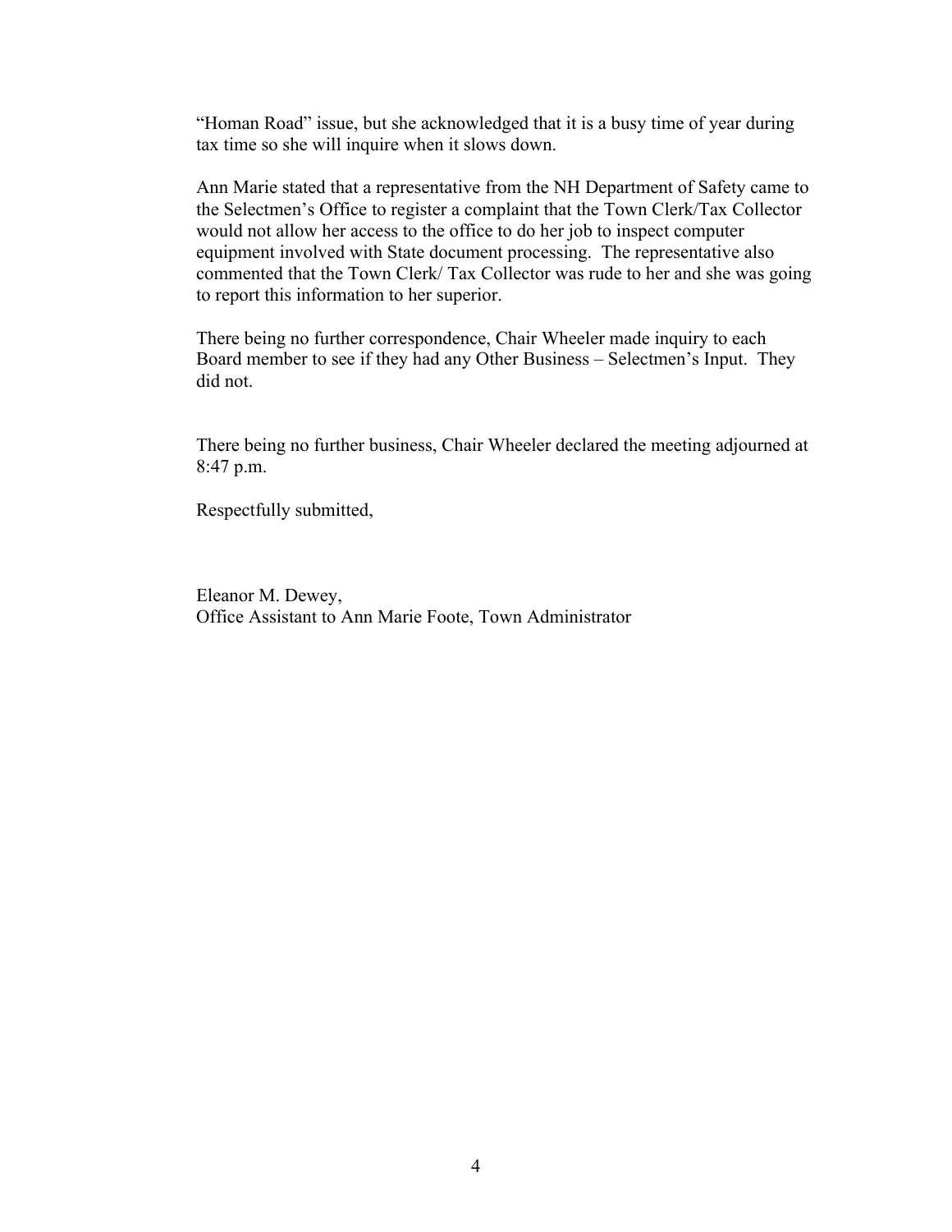"Homan Road" issue, but she acknowledged that it is a busy time of year during tax time so she will inquire when it slows down.

Ann Marie stated that a representative from the NH Department of Safety came to the Selectmen's Office to register a complaint that the Town Clerk/Tax Collector would not allow her access to the office to do her job to inspect computer equipment involved with State document processing. The representative also commented that the Town Clerk/ Tax Collector was rude to her and she was going to report this information to her superior.

There being no further correspondence, Chair Wheeler made inquiry to each Board member to see if they had any Other Business – Selectmen's Input. They did not.

There being no further business, Chair Wheeler declared the meeting adjourned at 8:47 p.m.

Respectfully submitted,

Eleanor M. Dewey,
Office Assistant to Ann Marie Foote, Town Administrator